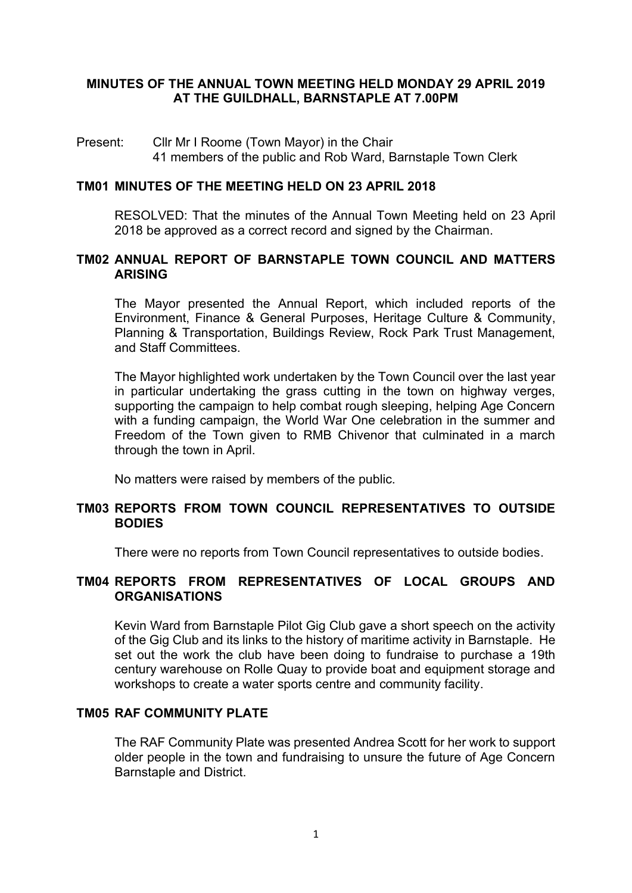# MINUTES OF THE ANNUAL TOWN MEETING HELD MONDAY 29 APRIL 2019 AT THE GUILDHALL, BARNSTAPLE AT 7.00PM

Present: Cllr Mr I Roome (Town Mayor) in the Chair
41 members of the public and Rob Ward, Barnstaple Town Clerk

## TM01 MINUTES OF THE MEETING HELD ON 23 APRIL 2018

RESOLVED: That the minutes of the Annual Town Meeting held on 23 April 2018 be approved as a correct record and signed by the Chairman.

## TM02 ANNUAL REPORT OF BARNSTAPLE TOWN COUNCIL AND MATTERS ARISING

The Mayor presented the Annual Report, which included reports of the Environment, Finance & General Purposes, Heritage Culture & Community, Planning & Transportation, Buildings Review, Rock Park Trust Management, and Staff Committees.

The Mayor highlighted work undertaken by the Town Council over the last year in particular undertaking the grass cutting in the town on highway verges, supporting the campaign to help combat rough sleeping, helping Age Concern with a funding campaign, the World War One celebration in the summer and Freedom of the Town given to RMB Chivenor that culminated in a march through the town in April.

No matters were raised by members of the public.

## TM03 REPORTS FROM TOWN COUNCIL REPRESENTATIVES TO OUTSIDE BODIES

There were no reports from Town Council representatives to outside bodies.

## TM04 REPORTS FROM REPRESENTATIVES OF LOCAL GROUPS AND ORGANISATIONS

Kevin Ward from Barnstaple Pilot Gig Club gave a short speech on the activity of the Gig Club and its links to the history of maritime activity in Barnstaple. He set out the work the club have been doing to fundraise to purchase a 19th century warehouse on Rolle Quay to provide boat and equipment storage and workshops to create a water sports centre and community facility.

## TM05 RAF COMMUNITY PLATE

The RAF Community Plate was presented Andrea Scott for her work to support older people in the town and fundraising to unsure the future of Age Concern Barnstaple and District.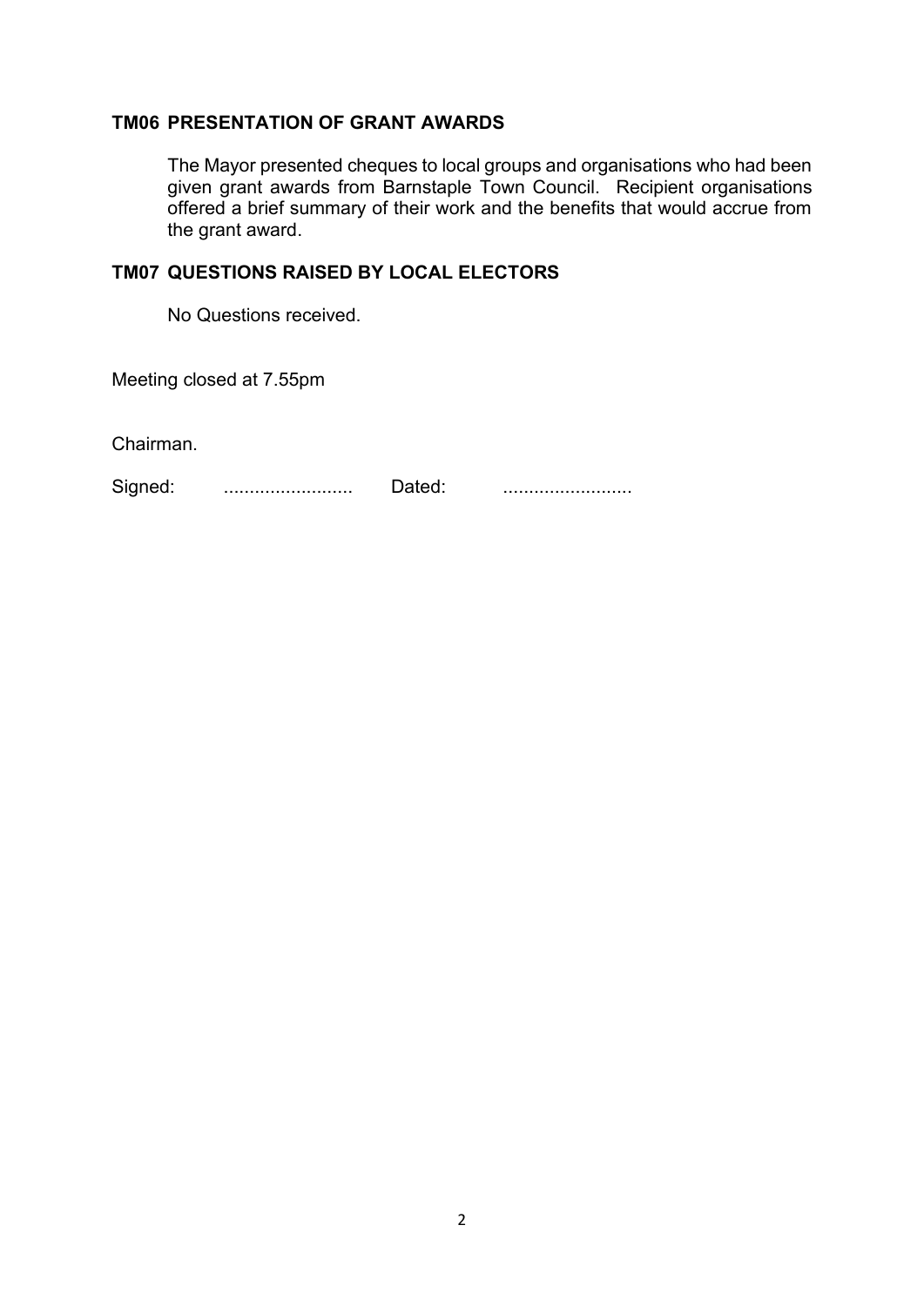### TM06 PRESENTATION OF GRANT AWARDS

The Mayor presented cheques to local groups and organisations who had been given grant awards from Barnstaple Town Council. Recipient organisations offered a brief summary of their work and the benefits that would accrue from the grant award.

### TM07 QUESTIONS RAISED BY LOCAL ELECTORS

No Questions received.

Meeting closed at 7.55pm

Chairman.

Signed: ......................... Dated: .........................